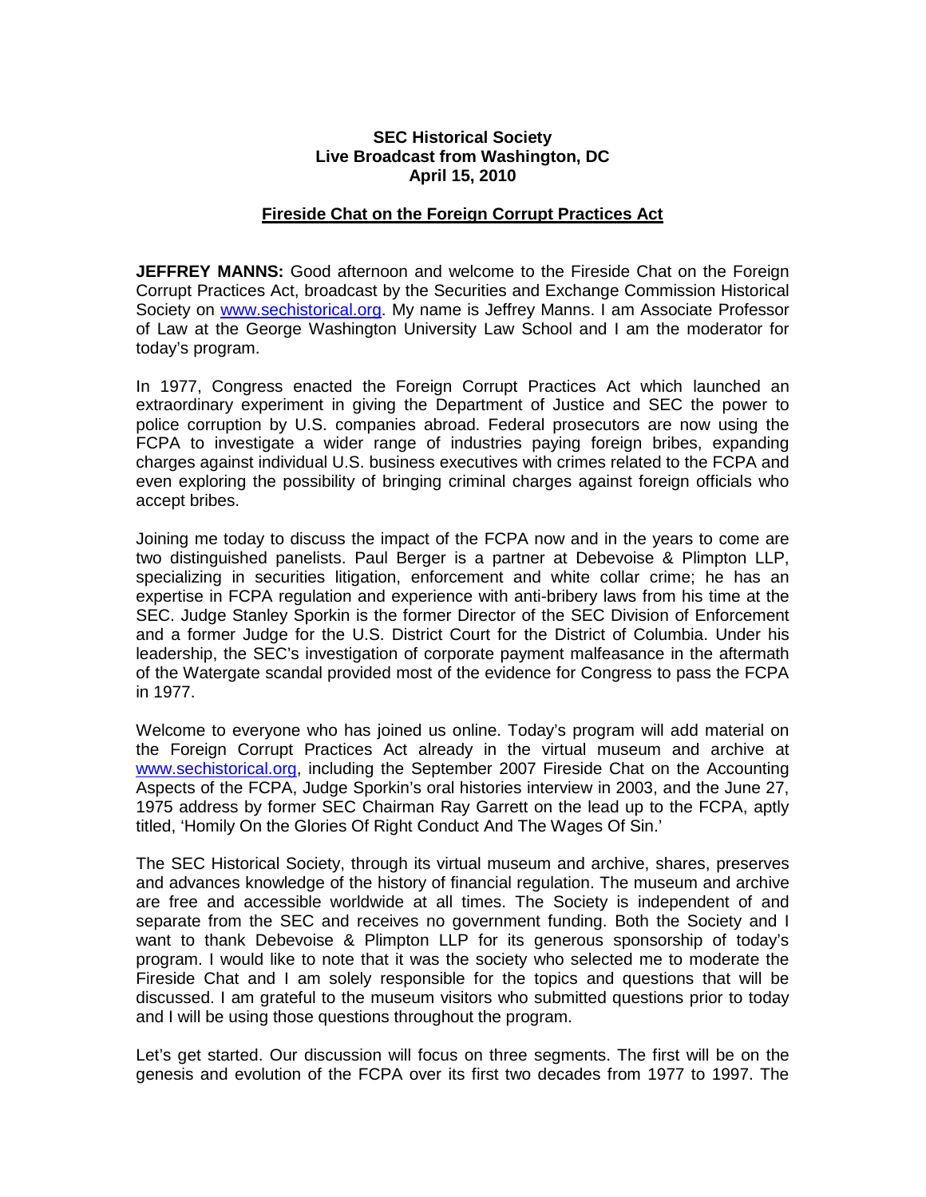**SEC Historical Society**
**Live Broadcast from Washington, DC**
**April 15, 2010**

## Fireside Chat on the Foreign Corrupt Practices Act

**JEFFREY MANNS:** Good afternoon and welcome to the Fireside Chat on the Foreign Corrupt Practices Act, broadcast by the Securities and Exchange Commission Historical Society on www.sechistorical.org. My name is Jeffrey Manns. I am Associate Professor of Law at the George Washington University Law School and I am the moderator for today's program.

In 1977, Congress enacted the Foreign Corrupt Practices Act which launched an extraordinary experiment in giving the Department of Justice and SEC the power to police corruption by U.S. companies abroad. Federal prosecutors are now using the FCPA to investigate a wider range of industries paying foreign bribes, expanding charges against individual U.S. business executives with crimes related to the FCPA and even exploring the possibility of bringing criminal charges against foreign officials who accept bribes.

Joining me today to discuss the impact of the FCPA now and in the years to come are two distinguished panelists. Paul Berger is a partner at Debevoise & Plimpton LLP, specializing in securities litigation, enforcement and white collar crime; he has an expertise in FCPA regulation and experience with anti-bribery laws from his time at the SEC. Judge Stanley Sporkin is the former Director of the SEC Division of Enforcement and a former Judge for the U.S. District Court for the District of Columbia. Under his leadership, the SEC's investigation of corporate payment malfeasance in the aftermath of the Watergate scandal provided most of the evidence for Congress to pass the FCPA in 1977.

Welcome to everyone who has joined us online. Today's program will add material on the Foreign Corrupt Practices Act already in the virtual museum and archive at www.sechistorical.org, including the September 2007 Fireside Chat on the Accounting Aspects of the FCPA, Judge Sporkin's oral histories interview in 2003, and the June 27, 1975 address by former SEC Chairman Ray Garrett on the lead up to the FCPA, aptly titled, 'Homily On the Glories Of Right Conduct And The Wages Of Sin.'

The SEC Historical Society, through its virtual museum and archive, shares, preserves and advances knowledge of the history of financial regulation. The museum and archive are free and accessible worldwide at all times. The Society is independent of and separate from the SEC and receives no government funding. Both the Society and I want to thank Debevoise & Plimpton LLP for its generous sponsorship of today's program. I would like to note that it was the society who selected me to moderate the Fireside Chat and I am solely responsible for the topics and questions that will be discussed. I am grateful to the museum visitors who submitted questions prior to today and I will be using those questions throughout the program.

Let's get started. Our discussion will focus on three segments. The first will be on the genesis and evolution of the FCPA over its first two decades from 1977 to 1997. The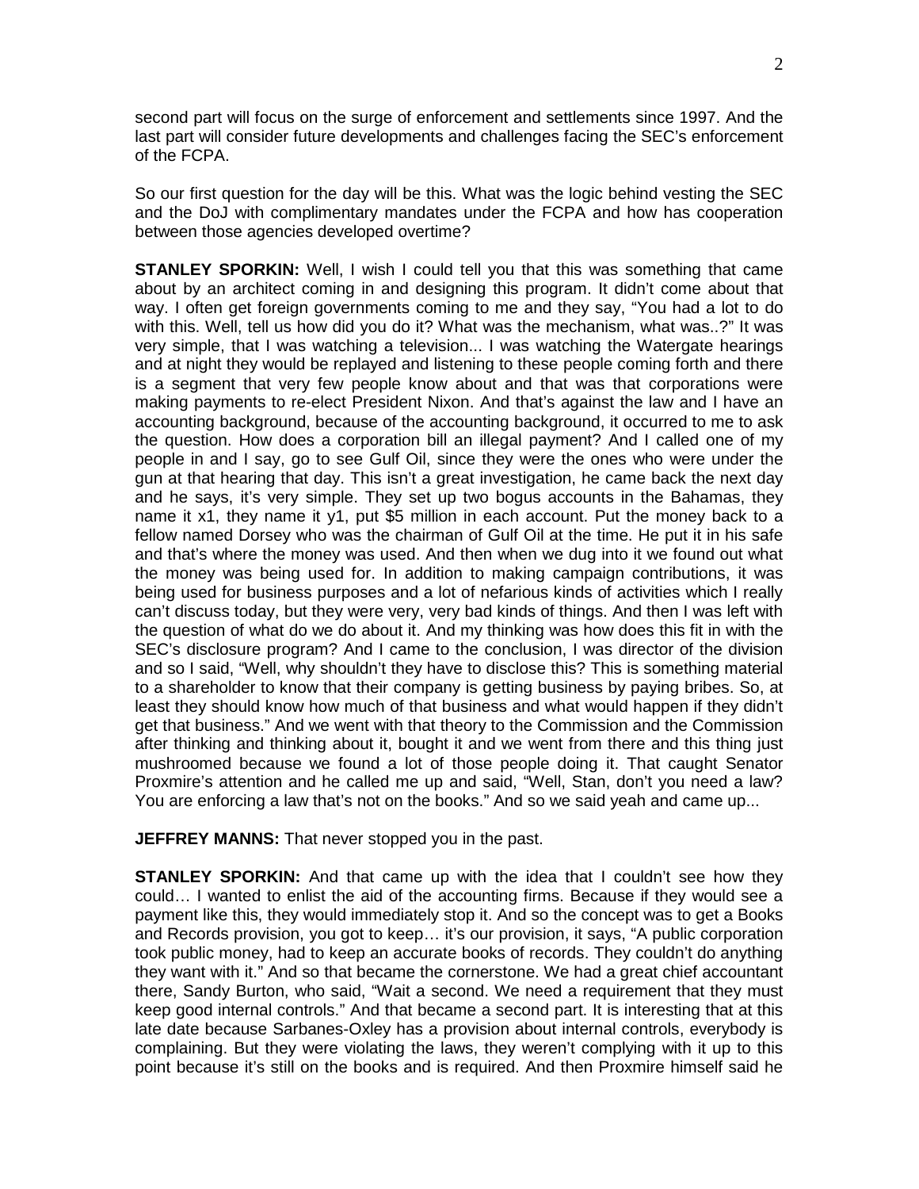second part will focus on the surge of enforcement and settlements since 1997. And the last part will consider future developments and challenges facing the SEC's enforcement of the FCPA.

So our first question for the day will be this. What was the logic behind vesting the SEC and the DoJ with complimentary mandates under the FCPA and how has cooperation between those agencies developed overtime?

**STANLEY SPORKIN:** Well, I wish I could tell you that this was something that came about by an architect coming in and designing this program. It didn't come about that way. I often get foreign governments coming to me and they say, "You had a lot to do with this. Well, tell us how did you do it? What was the mechanism, what was..?" It was very simple, that I was watching a television... I was watching the Watergate hearings and at night they would be replayed and listening to these people coming forth and there is a segment that very few people know about and that was that corporations were making payments to re-elect President Nixon. And that's against the law and I have an accounting background, because of the accounting background, it occurred to me to ask the question. How does a corporation bill an illegal payment? And I called one of my people in and I say, go to see Gulf Oil, since they were the ones who were under the gun at that hearing that day. This isn't a great investigation, he came back the next day and he says, it's very simple. They set up two bogus accounts in the Bahamas, they name it x1, they name it y1, put $5 million in each account. Put the money back to a fellow named Dorsey who was the chairman of Gulf Oil at the time. He put it in his safe and that's where the money was used. And then when we dug into it we found out what the money was being used for. In addition to making campaign contributions, it was being used for business purposes and a lot of nefarious kinds of activities which I really can't discuss today, but they were very, very bad kinds of things. And then I was left with the question of what do we do about it. And my thinking was how does this fit in with the SEC's disclosure program? And I came to the conclusion, I was director of the division and so I said, "Well, why shouldn't they have to disclose this? This is something material to a shareholder to know that their company is getting business by paying bribes. So, at least they should know how much of that business and what would happen if they didn't get that business." And we went with that theory to the Commission and the Commission after thinking and thinking about it, bought it and we went from there and this thing just mushroomed because we found a lot of those people doing it. That caught Senator Proxmire's attention and he called me up and said, "Well, Stan, don't you need a law? You are enforcing a law that's not on the books." And so we said yeah and came up...

**JEFFREY MANNS:** That never stopped you in the past.

**STANLEY SPORKIN:** And that came up with the idea that I couldn't see how they could… I wanted to enlist the aid of the accounting firms. Because if they would see a payment like this, they would immediately stop it. And so the concept was to get a Books and Records provision, you got to keep… it's our provision, it says, "A public corporation took public money, had to keep an accurate books of records. They couldn't do anything they want with it." And so that became the cornerstone. We had a great chief accountant there, Sandy Burton, who said, "Wait a second. We need a requirement that they must keep good internal controls." And that became a second part. It is interesting that at this late date because Sarbanes-Oxley has a provision about internal controls, everybody is complaining. But they were violating the laws, they weren't complying with it up to this point because it's still on the books and is required. And then Proxmire himself said he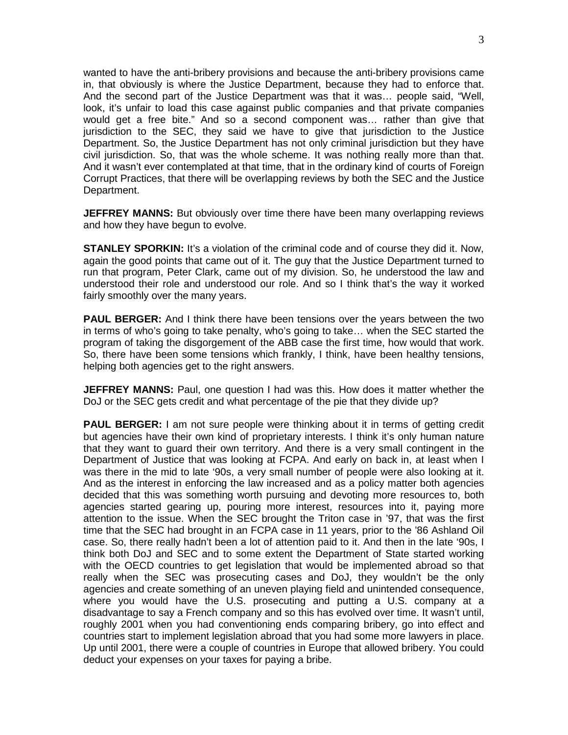wanted to have the anti-bribery provisions and because the anti-bribery provisions came in, that obviously is where the Justice Department, because they had to enforce that. And the second part of the Justice Department was that it was… people said, "Well, look, it's unfair to load this case against public companies and that private companies would get a free bite." And so a second component was… rather than give that jurisdiction to the SEC, they said we have to give that jurisdiction to the Justice Department. So, the Justice Department has not only criminal jurisdiction but they have civil jurisdiction. So, that was the whole scheme. It was nothing really more than that. And it wasn't ever contemplated at that time, that in the ordinary kind of courts of Foreign Corrupt Practices, that there will be overlapping reviews by both the SEC and the Justice Department.

**JEFFREY MANNS:** But obviously over time there have been many overlapping reviews and how they have begun to evolve.

**STANLEY SPORKIN:** It's a violation of the criminal code and of course they did it. Now, again the good points that came out of it. The guy that the Justice Department turned to run that program, Peter Clark, came out of my division. So, he understood the law and understood their role and understood our role. And so I think that's the way it worked fairly smoothly over the many years.

**PAUL BERGER:** And I think there have been tensions over the years between the two in terms of who's going to take penalty, who's going to take… when the SEC started the program of taking the disgorgement of the ABB case the first time, how would that work. So, there have been some tensions which frankly, I think, have been healthy tensions, helping both agencies get to the right answers.

**JEFFREY MANNS:** Paul, one question I had was this. How does it matter whether the DoJ or the SEC gets credit and what percentage of the pie that they divide up?

**PAUL BERGER:** I am not sure people were thinking about it in terms of getting credit but agencies have their own kind of proprietary interests. I think it's only human nature that they want to guard their own territory. And there is a very small contingent in the Department of Justice that was looking at FCPA. And early on back in, at least when I was there in the mid to late '90s, a very small number of people were also looking at it. And as the interest in enforcing the law increased and as a policy matter both agencies decided that this was something worth pursuing and devoting more resources to, both agencies started gearing up, pouring more interest, resources into it, paying more attention to the issue. When the SEC brought the Triton case in '97, that was the first time that the SEC had brought in an FCPA case in 11 years, prior to the '86 Ashland Oil case. So, there really hadn't been a lot of attention paid to it. And then in the late '90s, I think both DoJ and SEC and to some extent the Department of State started working with the OECD countries to get legislation that would be implemented abroad so that really when the SEC was prosecuting cases and DoJ, they wouldn't be the only agencies and create something of an uneven playing field and unintended consequence, where you would have the U.S. prosecuting and putting a U.S. company at a disadvantage to say a French company and so this has evolved over time. It wasn't until, roughly 2001 when you had conventioning ends comparing bribery, go into effect and countries start to implement legislation abroad that you had some more lawyers in place. Up until 2001, there were a couple of countries in Europe that allowed bribery. You could deduct your expenses on your taxes for paying a bribe.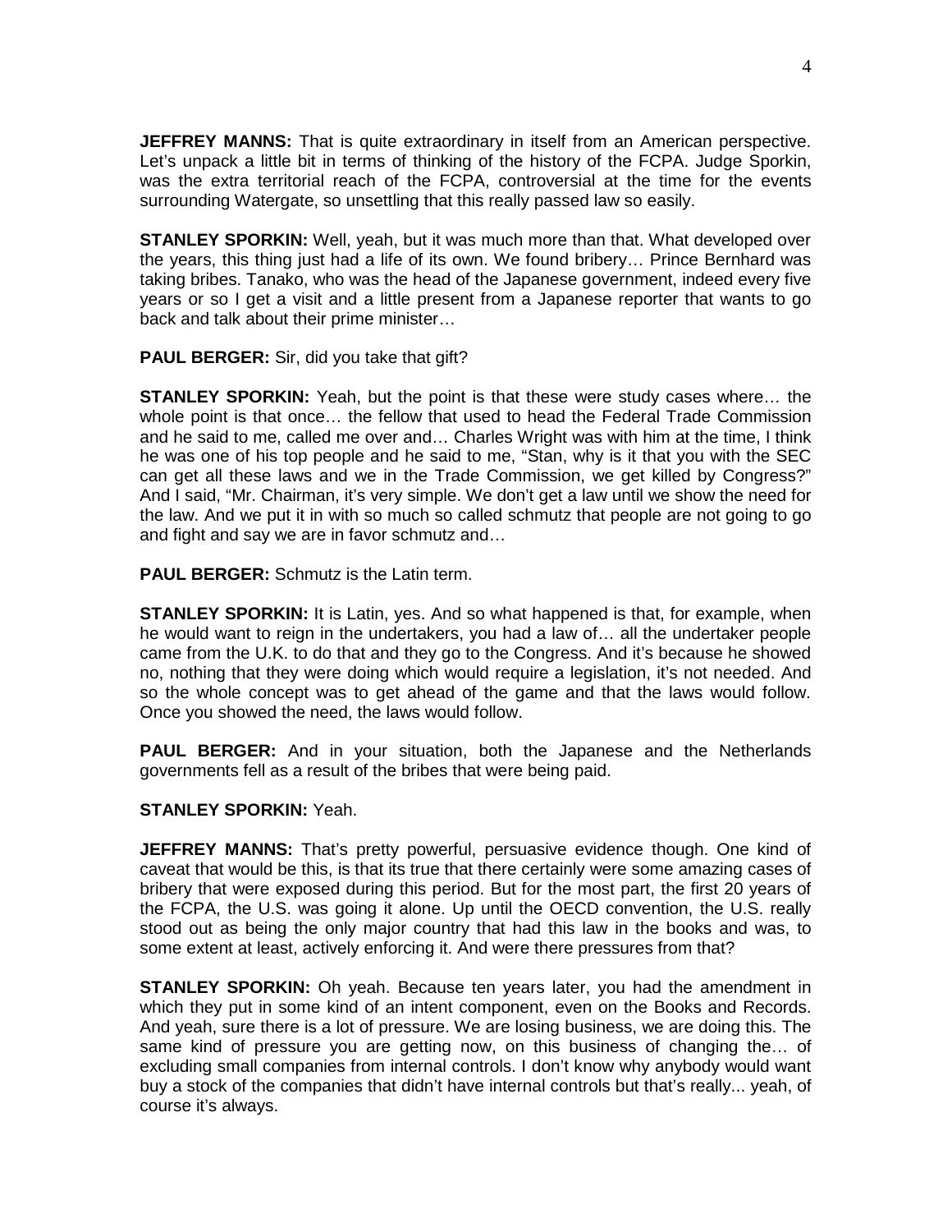**JEFFREY MANNS:** That is quite extraordinary in itself from an American perspective. Let's unpack a little bit in terms of thinking of the history of the FCPA. Judge Sporkin, was the extra territorial reach of the FCPA, controversial at the time for the events surrounding Watergate, so unsettling that this really passed law so easily.

**STANLEY SPORKIN:** Well, yeah, but it was much more than that. What developed over the years, this thing just had a life of its own. We found bribery… Prince Bernhard was taking bribes. Tanako, who was the head of the Japanese government, indeed every five years or so I get a visit and a little present from a Japanese reporter that wants to go back and talk about their prime minister…

**PAUL BERGER:** Sir, did you take that gift?

**STANLEY SPORKIN:** Yeah, but the point is that these were study cases where… the whole point is that once… the fellow that used to head the Federal Trade Commission and he said to me, called me over and… Charles Wright was with him at the time, I think he was one of his top people and he said to me, "Stan, why is it that you with the SEC can get all these laws and we in the Trade Commission, we get killed by Congress?" And I said, "Mr. Chairman, it's very simple. We don't get a law until we show the need for the law. And we put it in with so much so called schmutz that people are not going to go and fight and say we are in favor schmutz and…

**PAUL BERGER:** Schmutz is the Latin term.

**STANLEY SPORKIN:** It is Latin, yes. And so what happened is that, for example, when he would want to reign in the undertakers, you had a law of… all the undertaker people came from the U.K. to do that and they go to the Congress. And it's because he showed no, nothing that they were doing which would require a legislation, it's not needed. And so the whole concept was to get ahead of the game and that the laws would follow. Once you showed the need, the laws would follow.

**PAUL BERGER:** And in your situation, both the Japanese and the Netherlands governments fell as a result of the bribes that were being paid.

**STANLEY SPORKIN:** Yeah.

**JEFFREY MANNS:** That's pretty powerful, persuasive evidence though. One kind of caveat that would be this, is that its true that there certainly were some amazing cases of bribery that were exposed during this period. But for the most part, the first 20 years of the FCPA, the U.S. was going it alone. Up until the OECD convention, the U.S. really stood out as being the only major country that had this law in the books and was, to some extent at least, actively enforcing it. And were there pressures from that?

**STANLEY SPORKIN:** Oh yeah. Because ten years later, you had the amendment in which they put in some kind of an intent component, even on the Books and Records. And yeah, sure there is a lot of pressure. We are losing business, we are doing this. The same kind of pressure you are getting now, on this business of changing the… of excluding small companies from internal controls. I don't know why anybody would want buy a stock of the companies that didn't have internal controls but that's really... yeah, of course it's always.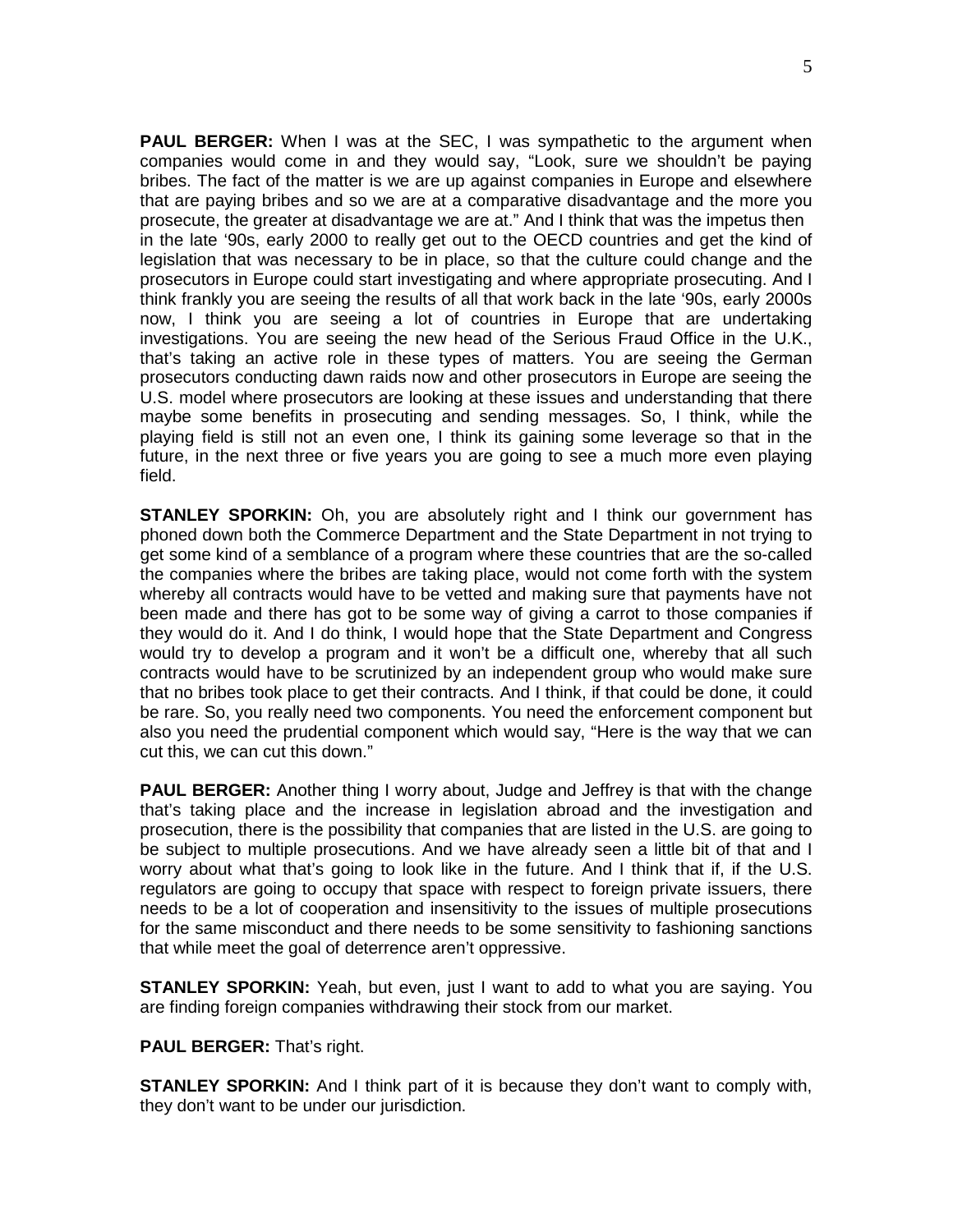**PAUL BERGER:** When I was at the SEC, I was sympathetic to the argument when companies would come in and they would say, "Look, sure we shouldn't be paying bribes. The fact of the matter is we are up against companies in Europe and elsewhere that are paying bribes and so we are at a comparative disadvantage and the more you prosecute, the greater at disadvantage we are at." And I think that was the impetus then in the late '90s, early 2000 to really get out to the OECD countries and get the kind of legislation that was necessary to be in place, so that the culture could change and the prosecutors in Europe could start investigating and where appropriate prosecuting. And I think frankly you are seeing the results of all that work back in the late '90s, early 2000s now, I think you are seeing a lot of countries in Europe that are undertaking investigations. You are seeing the new head of the Serious Fraud Office in the U.K., that's taking an active role in these types of matters. You are seeing the German prosecutors conducting dawn raids now and other prosecutors in Europe are seeing the U.S. model where prosecutors are looking at these issues and understanding that there maybe some benefits in prosecuting and sending messages. So, I think, while the playing field is still not an even one, I think its gaining some leverage so that in the future, in the next three or five years you are going to see a much more even playing field.

**STANLEY SPORKIN:** Oh, you are absolutely right and I think our government has phoned down both the Commerce Department and the State Department in not trying to get some kind of a semblance of a program where these countries that are the so-called the companies where the bribes are taking place, would not come forth with the system whereby all contracts would have to be vetted and making sure that payments have not been made and there has got to be some way of giving a carrot to those companies if they would do it. And I do think, I would hope that the State Department and Congress would try to develop a program and it won't be a difficult one, whereby that all such contracts would have to be scrutinized by an independent group who would make sure that no bribes took place to get their contracts. And I think, if that could be done, it could be rare. So, you really need two components. You need the enforcement component but also you need the prudential component which would say, "Here is the way that we can cut this, we can cut this down."

**PAUL BERGER:** Another thing I worry about, Judge and Jeffrey is that with the change that's taking place and the increase in legislation abroad and the investigation and prosecution, there is the possibility that companies that are listed in the U.S. are going to be subject to multiple prosecutions. And we have already seen a little bit of that and I worry about what that's going to look like in the future. And I think that if, if the U.S. regulators are going to occupy that space with respect to foreign private issuers, there needs to be a lot of cooperation and insensitivity to the issues of multiple prosecutions for the same misconduct and there needs to be some sensitivity to fashioning sanctions that while meet the goal of deterrence aren't oppressive.

**STANLEY SPORKIN:** Yeah, but even, just I want to add to what you are saying. You are finding foreign companies withdrawing their stock from our market.

**PAUL BERGER:** That's right.

**STANLEY SPORKIN:** And I think part of it is because they don't want to comply with, they don't want to be under our jurisdiction.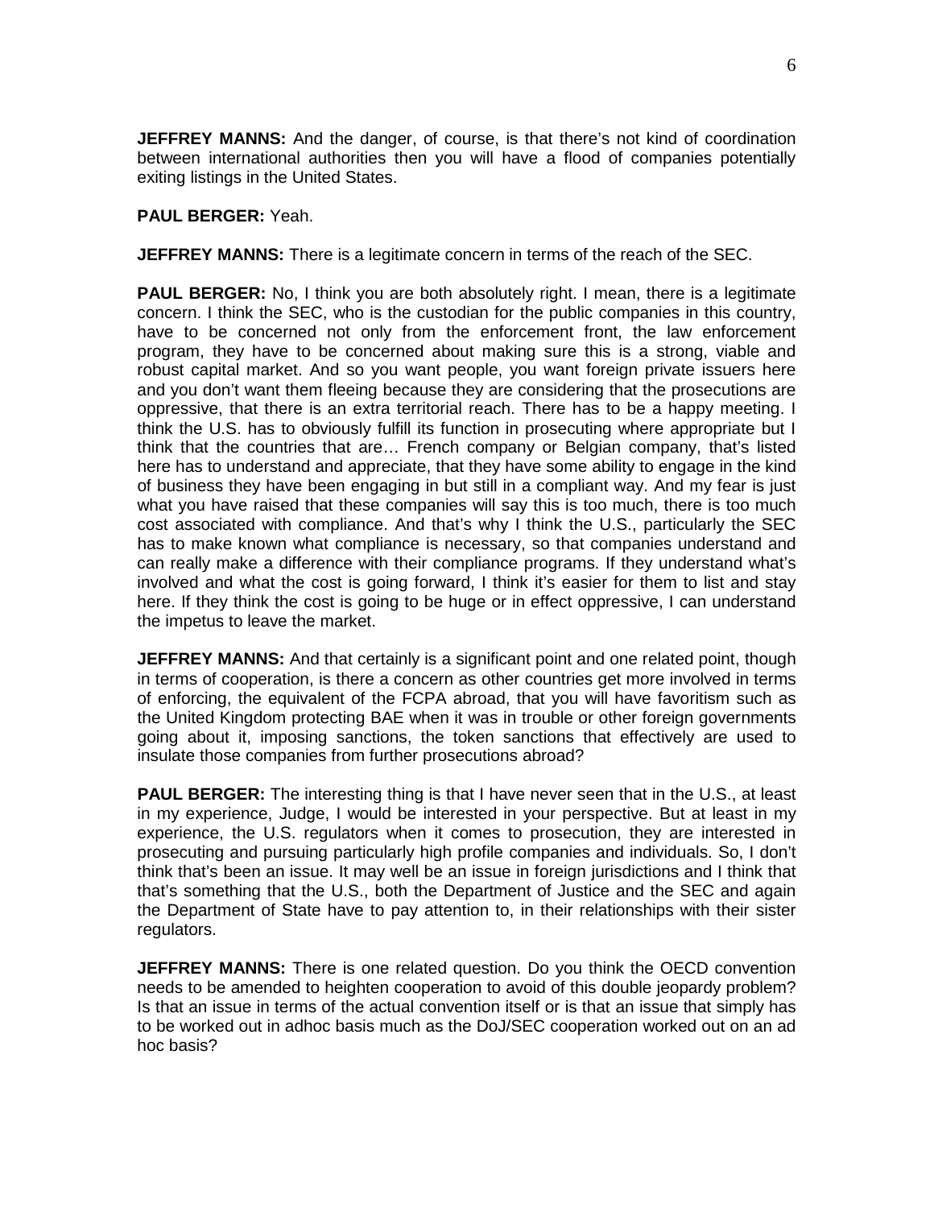**JEFFREY MANNS:** And the danger, of course, is that there's not kind of coordination between international authorities then you will have a flood of companies potentially exiting listings in the United States.

**PAUL BERGER:** Yeah.

**JEFFREY MANNS:** There is a legitimate concern in terms of the reach of the SEC.

**PAUL BERGER:** No, I think you are both absolutely right. I mean, there is a legitimate concern. I think the SEC, who is the custodian for the public companies in this country, have to be concerned not only from the enforcement front, the law enforcement program, they have to be concerned about making sure this is a strong, viable and robust capital market. And so you want people, you want foreign private issuers here and you don't want them fleeing because they are considering that the prosecutions are oppressive, that there is an extra territorial reach. There has to be a happy meeting. I think the U.S. has to obviously fulfill its function in prosecuting where appropriate but I think that the countries that are… French company or Belgian company, that's listed here has to understand and appreciate, that they have some ability to engage in the kind of business they have been engaging in but still in a compliant way. And my fear is just what you have raised that these companies will say this is too much, there is too much cost associated with compliance. And that's why I think the U.S., particularly the SEC has to make known what compliance is necessary, so that companies understand and can really make a difference with their compliance programs. If they understand what's involved and what the cost is going forward, I think it's easier for them to list and stay here. If they think the cost is going to be huge or in effect oppressive, I can understand the impetus to leave the market.

**JEFFREY MANNS:** And that certainly is a significant point and one related point, though in terms of cooperation, is there a concern as other countries get more involved in terms of enforcing, the equivalent of the FCPA abroad, that you will have favoritism such as the United Kingdom protecting BAE when it was in trouble or other foreign governments going about it, imposing sanctions, the token sanctions that effectively are used to insulate those companies from further prosecutions abroad?

**PAUL BERGER:** The interesting thing is that I have never seen that in the U.S., at least in my experience, Judge, I would be interested in your perspective. But at least in my experience, the U.S. regulators when it comes to prosecution, they are interested in prosecuting and pursuing particularly high profile companies and individuals. So, I don't think that's been an issue. It may well be an issue in foreign jurisdictions and I think that that's something that the U.S., both the Department of Justice and the SEC and again the Department of State have to pay attention to, in their relationships with their sister regulators.

**JEFFREY MANNS:** There is one related question. Do you think the OECD convention needs to be amended to heighten cooperation to avoid of this double jeopardy problem? Is that an issue in terms of the actual convention itself or is that an issue that simply has to be worked out in adhoc basis much as the DoJ/SEC cooperation worked out on an ad hoc basis?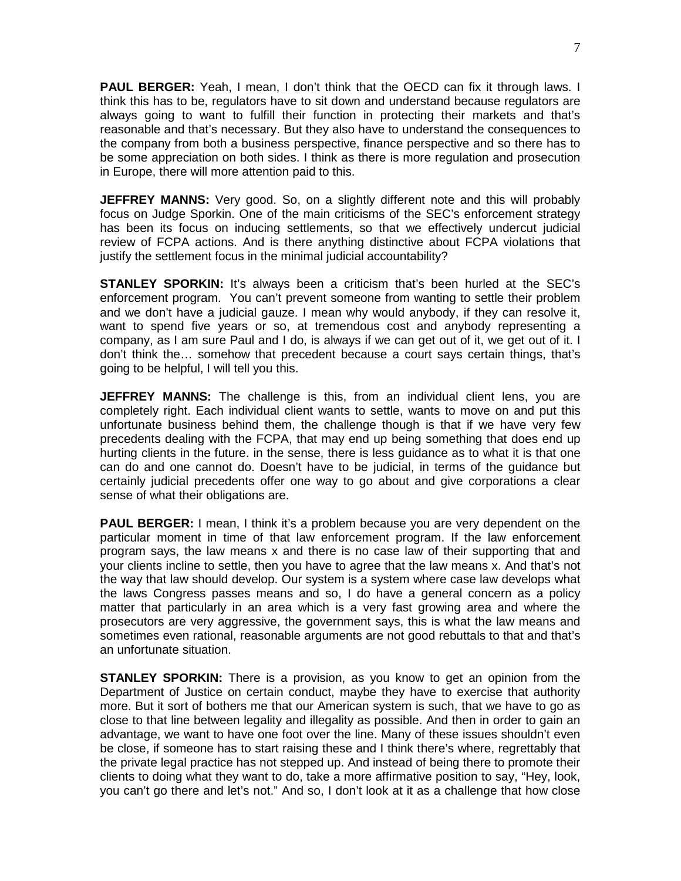**PAUL BERGER:** Yeah, I mean, I don't think that the OECD can fix it through laws. I think this has to be, regulators have to sit down and understand because regulators are always going to want to fulfill their function in protecting their markets and that's reasonable and that's necessary. But they also have to understand the consequences to the company from both a business perspective, finance perspective and so there has to be some appreciation on both sides. I think as there is more regulation and prosecution in Europe, there will more attention paid to this.

**JEFFREY MANNS:** Very good. So, on a slightly different note and this will probably focus on Judge Sporkin. One of the main criticisms of the SEC's enforcement strategy has been its focus on inducing settlements, so that we effectively undercut judicial review of FCPA actions. And is there anything distinctive about FCPA violations that justify the settlement focus in the minimal judicial accountability?

**STANLEY SPORKIN:** It's always been a criticism that's been hurled at the SEC's enforcement program. You can't prevent someone from wanting to settle their problem and we don't have a judicial gauze. I mean why would anybody, if they can resolve it, want to spend five years or so, at tremendous cost and anybody representing a company, as I am sure Paul and I do, is always if we can get out of it, we get out of it. I don't think the… somehow that precedent because a court says certain things, that's going to be helpful, I will tell you this.

**JEFFREY MANNS:** The challenge is this, from an individual client lens, you are completely right. Each individual client wants to settle, wants to move on and put this unfortunate business behind them, the challenge though is that if we have very few precedents dealing with the FCPA, that may end up being something that does end up hurting clients in the future. in the sense, there is less guidance as to what it is that one can do and one cannot do. Doesn't have to be judicial, in terms of the guidance but certainly judicial precedents offer one way to go about and give corporations a clear sense of what their obligations are.

**PAUL BERGER:** I mean, I think it's a problem because you are very dependent on the particular moment in time of that law enforcement program. If the law enforcement program says, the law means x and there is no case law of their supporting that and your clients incline to settle, then you have to agree that the law means x. And that's not the way that law should develop. Our system is a system where case law develops what the laws Congress passes means and so, I do have a general concern as a policy matter that particularly in an area which is a very fast growing area and where the prosecutors are very aggressive, the government says, this is what the law means and sometimes even rational, reasonable arguments are not good rebuttals to that and that's an unfortunate situation.

**STANLEY SPORKIN:** There is a provision, as you know to get an opinion from the Department of Justice on certain conduct, maybe they have to exercise that authority more. But it sort of bothers me that our American system is such, that we have to go as close to that line between legality and illegality as possible. And then in order to gain an advantage, we want to have one foot over the line. Many of these issues shouldn't even be close, if someone has to start raising these and I think there's where, regrettably that the private legal practice has not stepped up. And instead of being there to promote their clients to doing what they want to do, take a more affirmative position to say, "Hey, look, you can't go there and let's not." And so, I don't look at it as a challenge that how close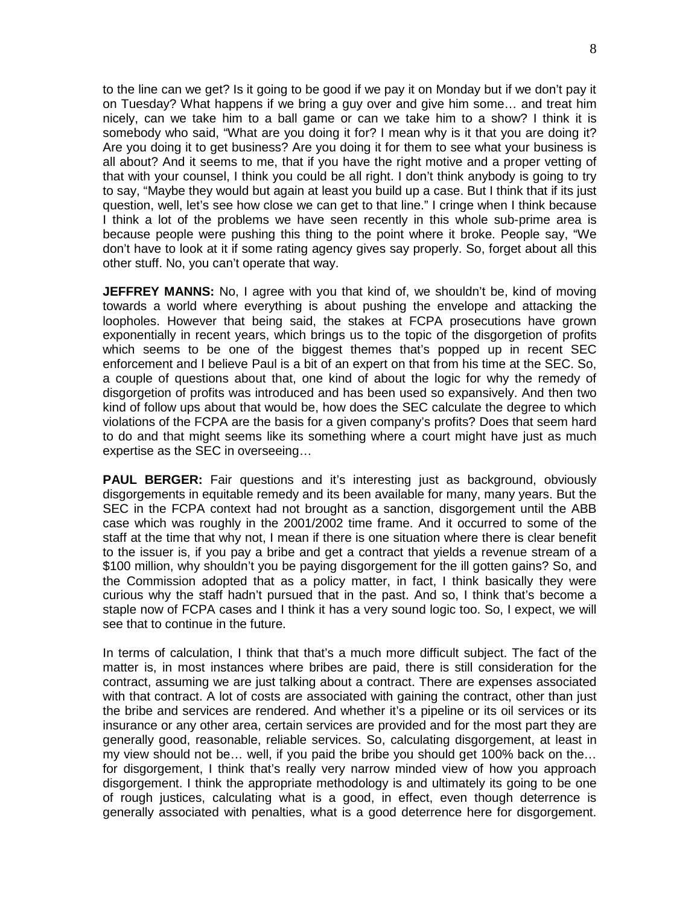to the line can we get? Is it going to be good if we pay it on Monday but if we don't pay it on Tuesday? What happens if we bring a guy over and give him some… and treat him nicely, can we take him to a ball game or can we take him to a show? I think it is somebody who said, "What are you doing it for? I mean why is it that you are doing it? Are you doing it to get business? Are you doing it for them to see what your business is all about? And it seems to me, that if you have the right motive and a proper vetting of that with your counsel, I think you could be all right. I don't think anybody is going to try to say, "Maybe they would but again at least you build up a case. But I think that if its just question, well, let's see how close we can get to that line." I cringe when I think because I think a lot of the problems we have seen recently in this whole sub-prime area is because people were pushing this thing to the point where it broke. People say, "We don't have to look at it if some rating agency gives say properly. So, forget about all this other stuff. No, you can't operate that way.

**JEFFREY MANNS:** No, I agree with you that kind of, we shouldn't be, kind of moving towards a world where everything is about pushing the envelope and attacking the loopholes. However that being said, the stakes at FCPA prosecutions have grown exponentially in recent years, which brings us to the topic of the disgorgetion of profits which seems to be one of the biggest themes that's popped up in recent SEC enforcement and I believe Paul is a bit of an expert on that from his time at the SEC. So, a couple of questions about that, one kind of about the logic for why the remedy of disgorgetion of profits was introduced and has been used so expansively. And then two kind of follow ups about that would be, how does the SEC calculate the degree to which violations of the FCPA are the basis for a given company's profits? Does that seem hard to do and that might seems like its something where a court might have just as much expertise as the SEC in overseeing…

**PAUL BERGER:** Fair questions and it's interesting just as background, obviously disgorgements in equitable remedy and its been available for many, many years. But the SEC in the FCPA context had not brought as a sanction, disgorgement until the ABB case which was roughly in the 2001/2002 time frame. And it occurred to some of the staff at the time that why not, I mean if there is one situation where there is clear benefit to the issuer is, if you pay a bribe and get a contract that yields a revenue stream of a \$100 million, why shouldn't you be paying disgorgement for the ill gotten gains? So, and the Commission adopted that as a policy matter, in fact, I think basically they were curious why the staff hadn't pursued that in the past. And so, I think that's become a staple now of FCPA cases and I think it has a very sound logic too. So, I expect, we will see that to continue in the future.

In terms of calculation, I think that that's a much more difficult subject. The fact of the matter is, in most instances where bribes are paid, there is still consideration for the contract, assuming we are just talking about a contract. There are expenses associated with that contract. A lot of costs are associated with gaining the contract, other than just the bribe and services are rendered. And whether it's a pipeline or its oil services or its insurance or any other area, certain services are provided and for the most part they are generally good, reasonable, reliable services. So, calculating disgorgement, at least in my view should not be… well, if you paid the bribe you should get 100% back on the… for disgorgement, I think that's really very narrow minded view of how you approach disgorgement. I think the appropriate methodology is and ultimately its going to be one of rough justices, calculating what is a good, in effect, even though deterrence is generally associated with penalties, what is a good deterrence here for disgorgement.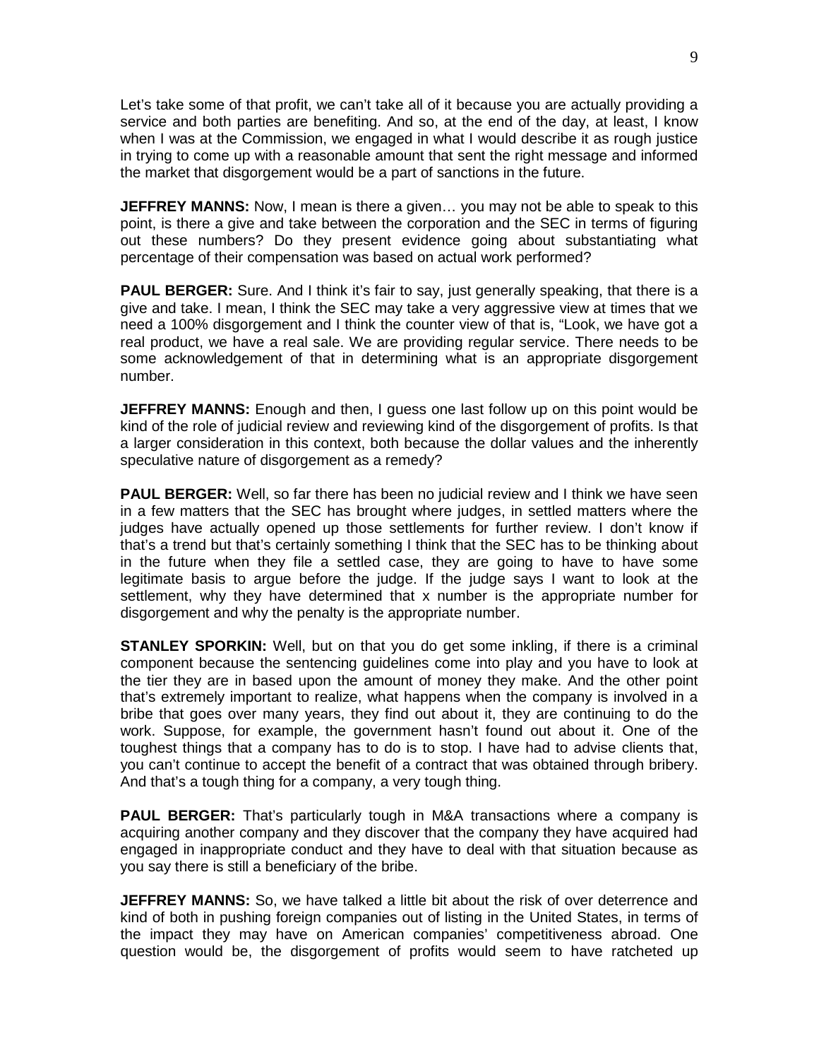Let's take some of that profit, we can't take all of it because you are actually providing a service and both parties are benefiting. And so, at the end of the day, at least, I know when I was at the Commission, we engaged in what I would describe it as rough justice in trying to come up with a reasonable amount that sent the right message and informed the market that disgorgement would be a part of sanctions in the future.

**JEFFREY MANNS:** Now, I mean is there a given… you may not be able to speak to this point, is there a give and take between the corporation and the SEC in terms of figuring out these numbers? Do they present evidence going about substantiating what percentage of their compensation was based on actual work performed?

**PAUL BERGER:** Sure. And I think it's fair to say, just generally speaking, that there is a give and take. I mean, I think the SEC may take a very aggressive view at times that we need a 100% disgorgement and I think the counter view of that is, "Look, we have got a real product, we have a real sale. We are providing regular service. There needs to be some acknowledgement of that in determining what is an appropriate disgorgement number.

**JEFFREY MANNS:** Enough and then, I guess one last follow up on this point would be kind of the role of judicial review and reviewing kind of the disgorgement of profits. Is that a larger consideration in this context, both because the dollar values and the inherently speculative nature of disgorgement as a remedy?

**PAUL BERGER:** Well, so far there has been no judicial review and I think we have seen in a few matters that the SEC has brought where judges, in settled matters where the judges have actually opened up those settlements for further review. I don't know if that's a trend but that's certainly something I think that the SEC has to be thinking about in the future when they file a settled case, they are going to have to have some legitimate basis to argue before the judge. If the judge says I want to look at the settlement, why they have determined that x number is the appropriate number for disgorgement and why the penalty is the appropriate number.

**STANLEY SPORKIN:** Well, but on that you do get some inkling, if there is a criminal component because the sentencing guidelines come into play and you have to look at the tier they are in based upon the amount of money they make. And the other point that's extremely important to realize, what happens when the company is involved in a bribe that goes over many years, they find out about it, they are continuing to do the work. Suppose, for example, the government hasn't found out about it. One of the toughest things that a company has to do is to stop. I have had to advise clients that, you can't continue to accept the benefit of a contract that was obtained through bribery. And that's a tough thing for a company, a very tough thing.

**PAUL BERGER:** That's particularly tough in M&A transactions where a company is acquiring another company and they discover that the company they have acquired had engaged in inappropriate conduct and they have to deal with that situation because as you say there is still a beneficiary of the bribe.

**JEFFREY MANNS:** So, we have talked a little bit about the risk of over deterrence and kind of both in pushing foreign companies out of listing in the United States, in terms of the impact they may have on American companies' competitiveness abroad. One question would be, the disgorgement of profits would seem to have ratcheted up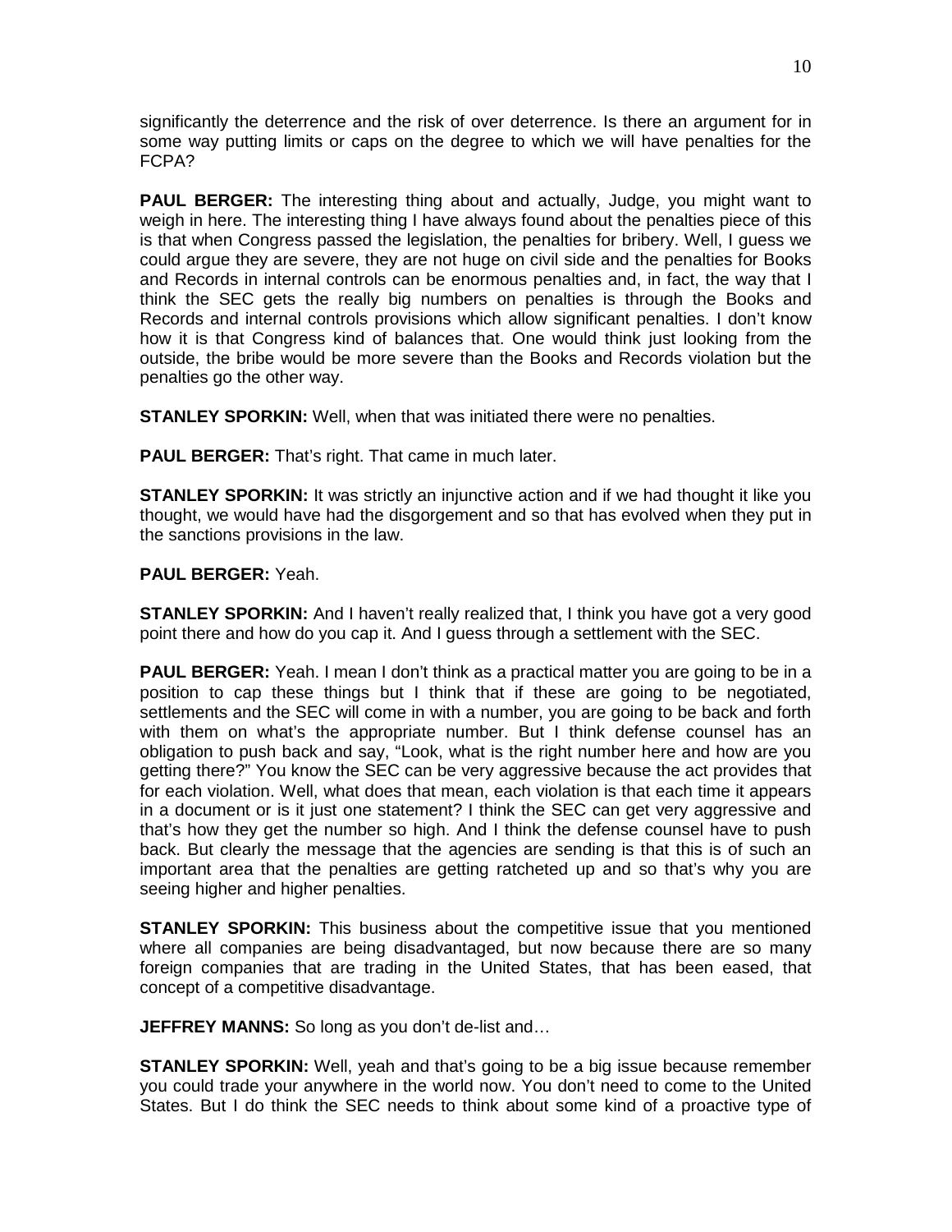significantly the deterrence and the risk of over deterrence. Is there an argument for in some way putting limits or caps on the degree to which we will have penalties for the FCPA?

**PAUL BERGER:** The interesting thing about and actually, Judge, you might want to weigh in here. The interesting thing I have always found about the penalties piece of this is that when Congress passed the legislation, the penalties for bribery. Well, I guess we could argue they are severe, they are not huge on civil side and the penalties for Books and Records in internal controls can be enormous penalties and, in fact, the way that I think the SEC gets the really big numbers on penalties is through the Books and Records and internal controls provisions which allow significant penalties. I don't know how it is that Congress kind of balances that. One would think just looking from the outside, the bribe would be more severe than the Books and Records violation but the penalties go the other way.

**STANLEY SPORKIN:** Well, when that was initiated there were no penalties.

**PAUL BERGER:** That's right. That came in much later.

**STANLEY SPORKIN:** It was strictly an injunctive action and if we had thought it like you thought, we would have had the disgorgement and so that has evolved when they put in the sanctions provisions in the law.

**PAUL BERGER:** Yeah.

**STANLEY SPORKIN:** And I haven't really realized that, I think you have got a very good point there and how do you cap it. And I guess through a settlement with the SEC.

**PAUL BERGER:** Yeah. I mean I don't think as a practical matter you are going to be in a position to cap these things but I think that if these are going to be negotiated, settlements and the SEC will come in with a number, you are going to be back and forth with them on what's the appropriate number. But I think defense counsel has an obligation to push back and say, "Look, what is the right number here and how are you getting there?" You know the SEC can be very aggressive because the act provides that for each violation. Well, what does that mean, each violation is that each time it appears in a document or is it just one statement? I think the SEC can get very aggressive and that's how they get the number so high. And I think the defense counsel have to push back. But clearly the message that the agencies are sending is that this is of such an important area that the penalties are getting ratcheted up and so that's why you are seeing higher and higher penalties.

**STANLEY SPORKIN:** This business about the competitive issue that you mentioned where all companies are being disadvantaged, but now because there are so many foreign companies that are trading in the United States, that has been eased, that concept of a competitive disadvantage.

**JEFFREY MANNS:** So long as you don't de-list and…

**STANLEY SPORKIN:** Well, yeah and that's going to be a big issue because remember you could trade your anywhere in the world now. You don't need to come to the United States. But I do think the SEC needs to think about some kind of a proactive type of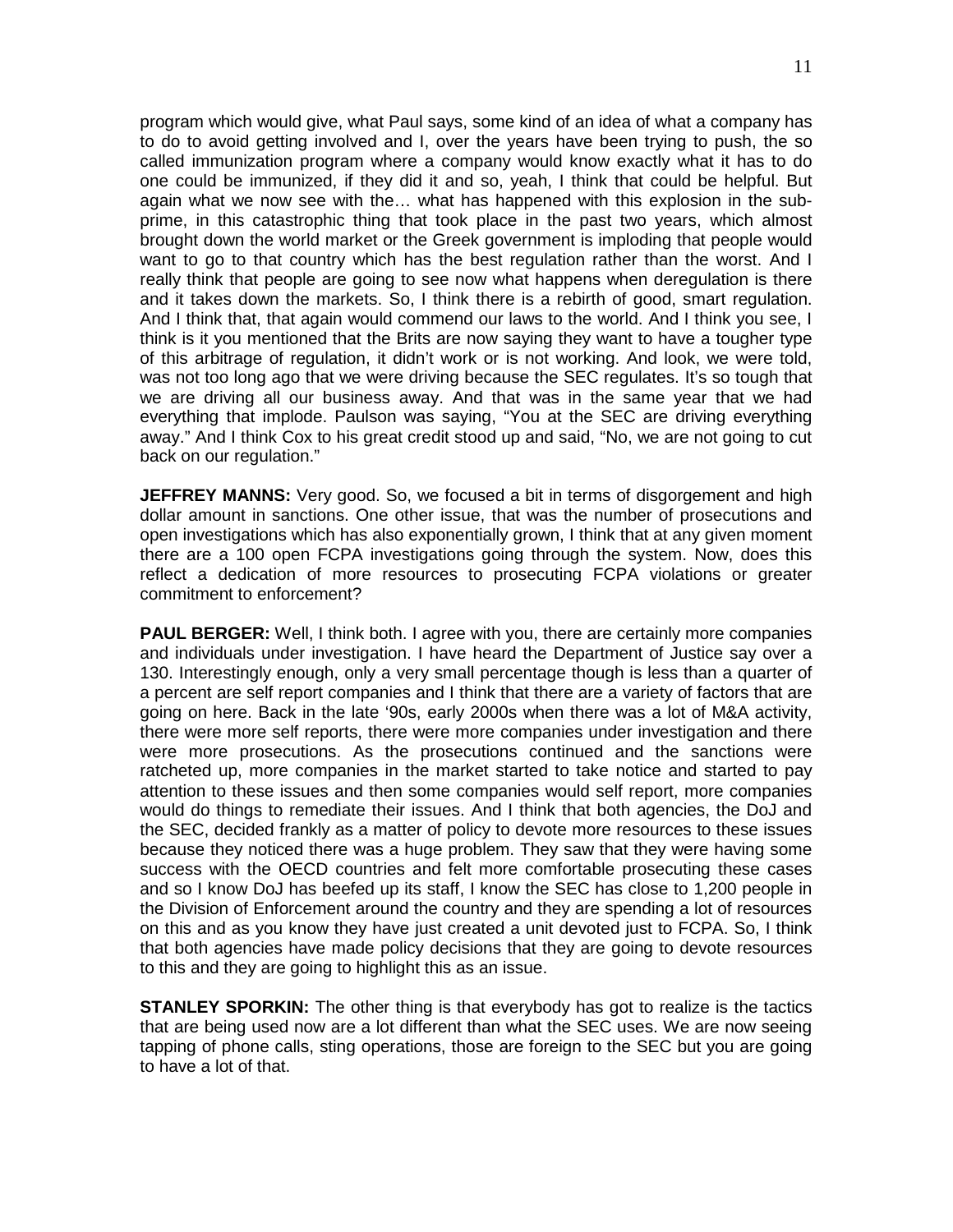program which would give, what Paul says, some kind of an idea of what a company has to do to avoid getting involved and I, over the years have been trying to push, the so called immunization program where a company would know exactly what it has to do one could be immunized, if they did it and so, yeah, I think that could be helpful. But again what we now see with the… what has happened with this explosion in the sub-prime, in this catastrophic thing that took place in the past two years, which almost brought down the world market or the Greek government is imploding that people would want to go to that country which has the best regulation rather than the worst. And I really think that people are going to see now what happens when deregulation is there and it takes down the markets. So, I think there is a rebirth of good, smart regulation. And I think that, that again would commend our laws to the world. And I think you see, I think is it you mentioned that the Brits are now saying they want to have a tougher type of this arbitrage of regulation, it didn't work or is not working. And look, we were told, was not too long ago that we were driving because the SEC regulates. It's so tough that we are driving all our business away. And that was in the same year that we had everything that implode. Paulson was saying, "You at the SEC are driving everything away." And I think Cox to his great credit stood up and said, "No, we are not going to cut back on our regulation."

**JEFFREY MANNS:** Very good. So, we focused a bit in terms of disgorgement and high dollar amount in sanctions. One other issue, that was the number of prosecutions and open investigations which has also exponentially grown, I think that at any given moment there are a 100 open FCPA investigations going through the system. Now, does this reflect a dedication of more resources to prosecuting FCPA violations or greater commitment to enforcement?

**PAUL BERGER:** Well, I think both. I agree with you, there are certainly more companies and individuals under investigation. I have heard the Department of Justice say over a 130. Interestingly enough, only a very small percentage though is less than a quarter of a percent are self report companies and I think that there are a variety of factors that are going on here. Back in the late '90s, early 2000s when there was a lot of M&A activity, there were more self reports, there were more companies under investigation and there were more prosecutions. As the prosecutions continued and the sanctions were ratcheted up, more companies in the market started to take notice and started to pay attention to these issues and then some companies would self report, more companies would do things to remediate their issues. And I think that both agencies, the DoJ and the SEC, decided frankly as a matter of policy to devote more resources to these issues because they noticed there was a huge problem. They saw that they were having some success with the OECD countries and felt more comfortable prosecuting these cases and so I know DoJ has beefed up its staff, I know the SEC has close to 1,200 people in the Division of Enforcement around the country and they are spending a lot of resources on this and as you know they have just created a unit devoted just to FCPA. So, I think that both agencies have made policy decisions that they are going to devote resources to this and they are going to highlight this as an issue.

**STANLEY SPORKIN:** The other thing is that everybody has got to realize is the tactics that are being used now are a lot different than what the SEC uses. We are now seeing tapping of phone calls, sting operations, those are foreign to the SEC but you are going to have a lot of that.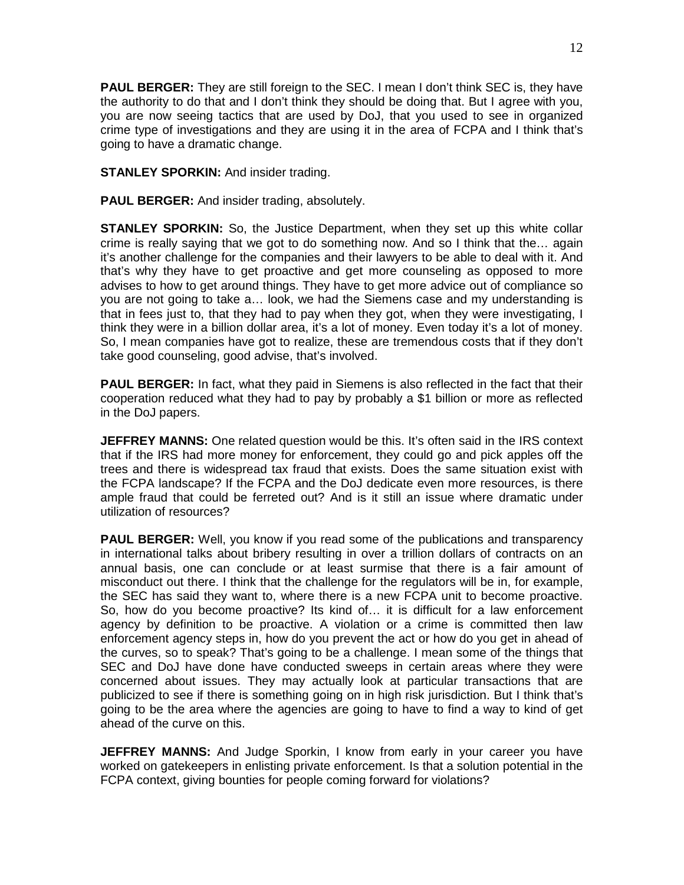**PAUL BERGER:** They are still foreign to the SEC. I mean I don't think SEC is, they have the authority to do that and I don't think they should be doing that. But I agree with you, you are now seeing tactics that are used by DoJ, that you used to see in organized crime type of investigations and they are using it in the area of FCPA and I think that's going to have a dramatic change.

**STANLEY SPORKIN:** And insider trading.

**PAUL BERGER:** And insider trading, absolutely.

**STANLEY SPORKIN:** So, the Justice Department, when they set up this white collar crime is really saying that we got to do something now. And so I think that the… again it's another challenge for the companies and their lawyers to be able to deal with it. And that's why they have to get proactive and get more counseling as opposed to more advises to how to get around things. They have to get more advice out of compliance so you are not going to take a… look, we had the Siemens case and my understanding is that in fees just to, that they had to pay when they got, when they were investigating, I think they were in a billion dollar area, it's a lot of money. Even today it's a lot of money. So, I mean companies have got to realize, these are tremendous costs that if they don't take good counseling, good advise, that's involved.

**PAUL BERGER:** In fact, what they paid in Siemens is also reflected in the fact that their cooperation reduced what they had to pay by probably a $1 billion or more as reflected in the DoJ papers.

**JEFFREY MANNS:** One related question would be this. It's often said in the IRS context that if the IRS had more money for enforcement, they could go and pick apples off the trees and there is widespread tax fraud that exists. Does the same situation exist with the FCPA landscape? If the FCPA and the DoJ dedicate even more resources, is there ample fraud that could be ferreted out? And is it still an issue where dramatic under utilization of resources?

**PAUL BERGER:** Well, you know if you read some of the publications and transparency in international talks about bribery resulting in over a trillion dollars of contracts on an annual basis, one can conclude or at least surmise that there is a fair amount of misconduct out there. I think that the challenge for the regulators will be in, for example, the SEC has said they want to, where there is a new FCPA unit to become proactive. So, how do you become proactive? Its kind of… it is difficult for a law enforcement agency by definition to be proactive. A violation or a crime is committed then law enforcement agency steps in, how do you prevent the act or how do you get in ahead of the curves, so to speak? That's going to be a challenge. I mean some of the things that SEC and DoJ have done have conducted sweeps in certain areas where they were concerned about issues. They may actually look at particular transactions that are publicized to see if there is something going on in high risk jurisdiction. But I think that's going to be the area where the agencies are going to have to find a way to kind of get ahead of the curve on this.

**JEFFREY MANNS:** And Judge Sporkin, I know from early in your career you have worked on gatekeepers in enlisting private enforcement. Is that a solution potential in the FCPA context, giving bounties for people coming forward for violations?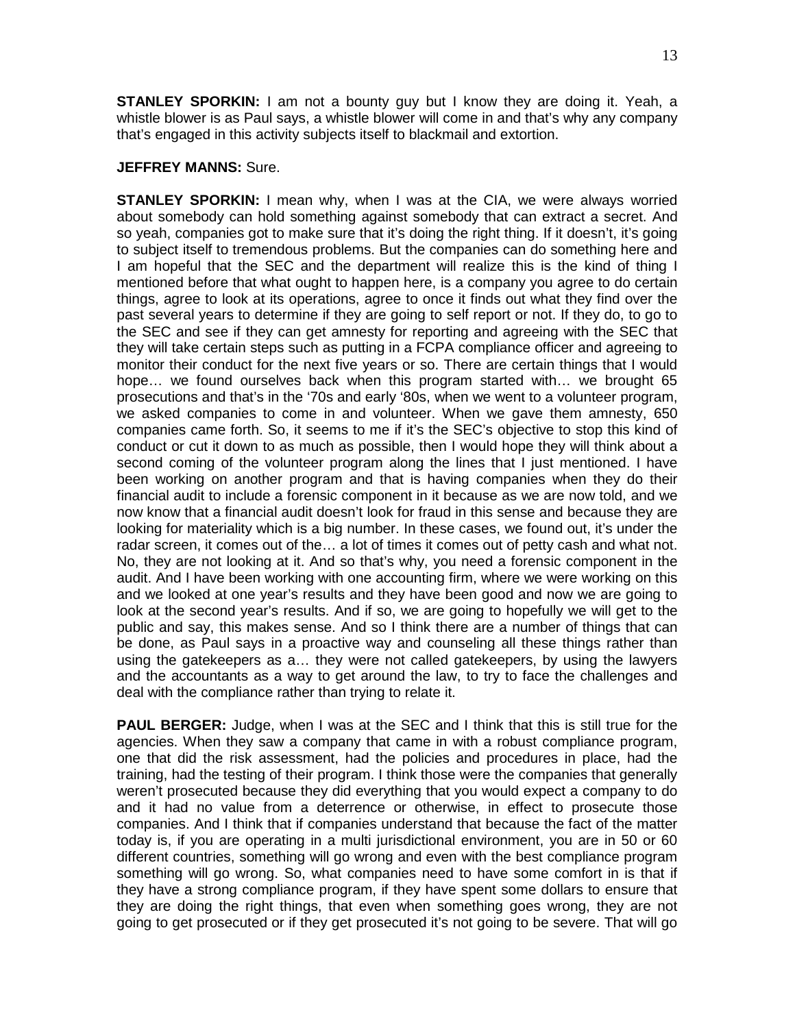**STANLEY SPORKIN:** I am not a bounty guy but I know they are doing it. Yeah, a whistle blower is as Paul says, a whistle blower will come in and that's why any company that's engaged in this activity subjects itself to blackmail and extortion.

**JEFFREY MANNS:** Sure.

**STANLEY SPORKIN:** I mean why, when I was at the CIA, we were always worried about somebody can hold something against somebody that can extract a secret. And so yeah, companies got to make sure that it's doing the right thing. If it doesn't, it's going to subject itself to tremendous problems. But the companies can do something here and I am hopeful that the SEC and the department will realize this is the kind of thing I mentioned before that what ought to happen here, is a company you agree to do certain things, agree to look at its operations, agree to once it finds out what they find over the past several years to determine if they are going to self report or not. If they do, to go to the SEC and see if they can get amnesty for reporting and agreeing with the SEC that they will take certain steps such as putting in a FCPA compliance officer and agreeing to monitor their conduct for the next five years or so. There are certain things that I would hope… we found ourselves back when this program started with… we brought 65 prosecutions and that's in the '70s and early '80s, when we went to a volunteer program, we asked companies to come in and volunteer. When we gave them amnesty, 650 companies came forth. So, it seems to me if it's the SEC's objective to stop this kind of conduct or cut it down to as much as possible, then I would hope they will think about a second coming of the volunteer program along the lines that I just mentioned. I have been working on another program and that is having companies when they do their financial audit to include a forensic component in it because as we are now told, and we now know that a financial audit doesn't look for fraud in this sense and because they are looking for materiality which is a big number. In these cases, we found out, it's under the radar screen, it comes out of the… a lot of times it comes out of petty cash and what not. No, they are not looking at it. And so that's why, you need a forensic component in the audit. And I have been working with one accounting firm, where we were working on this and we looked at one year's results and they have been good and now we are going to look at the second year's results. And if so, we are going to hopefully we will get to the public and say, this makes sense. And so I think there are a number of things that can be done, as Paul says in a proactive way and counseling all these things rather than using the gatekeepers as a… they were not called gatekeepers, by using the lawyers and the accountants as a way to get around the law, to try to face the challenges and deal with the compliance rather than trying to relate it.

**PAUL BERGER:** Judge, when I was at the SEC and I think that this is still true for the agencies. When they saw a company that came in with a robust compliance program, one that did the risk assessment, had the policies and procedures in place, had the training, had the testing of their program. I think those were the companies that generally weren't prosecuted because they did everything that you would expect a company to do and it had no value from a deterrence or otherwise, in effect to prosecute those companies. And I think that if companies understand that because the fact of the matter today is, if you are operating in a multi jurisdictional environment, you are in 50 or 60 different countries, something will go wrong and even with the best compliance program something will go wrong. So, what companies need to have some comfort in is that if they have a strong compliance program, if they have spent some dollars to ensure that they are doing the right things, that even when something goes wrong, they are not going to get prosecuted or if they get prosecuted it's not going to be severe. That will go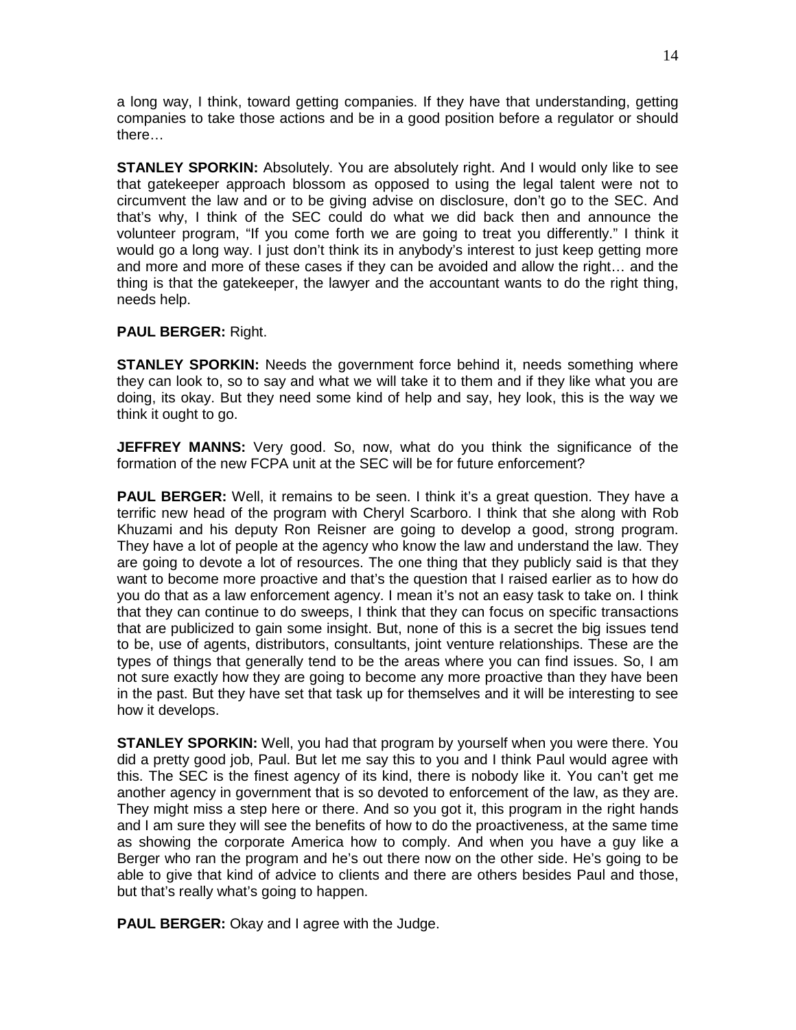a long way, I think, toward getting companies. If they have that understanding, getting companies to take those actions and be in a good position before a regulator or should there…

**STANLEY SPORKIN:** Absolutely. You are absolutely right. And I would only like to see that gatekeeper approach blossom as opposed to using the legal talent were not to circumvent the law and or to be giving advise on disclosure, don't go to the SEC. And that's why, I think of the SEC could do what we did back then and announce the volunteer program, "If you come forth we are going to treat you differently." I think it would go a long way. I just don't think its in anybody's interest to just keep getting more and more and more of these cases if they can be avoided and allow the right… and the thing is that the gatekeeper, the lawyer and the accountant wants to do the right thing, needs help.

**PAUL BERGER:** Right.

**STANLEY SPORKIN:** Needs the government force behind it, needs something where they can look to, so to say and what we will take it to them and if they like what you are doing, its okay. But they need some kind of help and say, hey look, this is the way we think it ought to go.

**JEFFREY MANNS:** Very good. So, now, what do you think the significance of the formation of the new FCPA unit at the SEC will be for future enforcement?

**PAUL BERGER:** Well, it remains to be seen. I think it's a great question. They have a terrific new head of the program with Cheryl Scarboro. I think that she along with Rob Khuzami and his deputy Ron Reisner are going to develop a good, strong program. They have a lot of people at the agency who know the law and understand the law. They are going to devote a lot of resources. The one thing that they publicly said is that they want to become more proactive and that's the question that I raised earlier as to how do you do that as a law enforcement agency. I mean it's not an easy task to take on. I think that they can continue to do sweeps, I think that they can focus on specific transactions that are publicized to gain some insight. But, none of this is a secret the big issues tend to be, use of agents, distributors, consultants, joint venture relationships. These are the types of things that generally tend to be the areas where you can find issues. So, I am not sure exactly how they are going to become any more proactive than they have been in the past. But they have set that task up for themselves and it will be interesting to see how it develops.

**STANLEY SPORKIN:** Well, you had that program by yourself when you were there. You did a pretty good job, Paul. But let me say this to you and I think Paul would agree with this. The SEC is the finest agency of its kind, there is nobody like it. You can't get me another agency in government that is so devoted to enforcement of the law, as they are. They might miss a step here or there. And so you got it, this program in the right hands and I am sure they will see the benefits of how to do the proactiveness, at the same time as showing the corporate America how to comply. And when you have a guy like a Berger who ran the program and he's out there now on the other side. He's going to be able to give that kind of advice to clients and there are others besides Paul and those, but that's really what's going to happen.

**PAUL BERGER:** Okay and I agree with the Judge.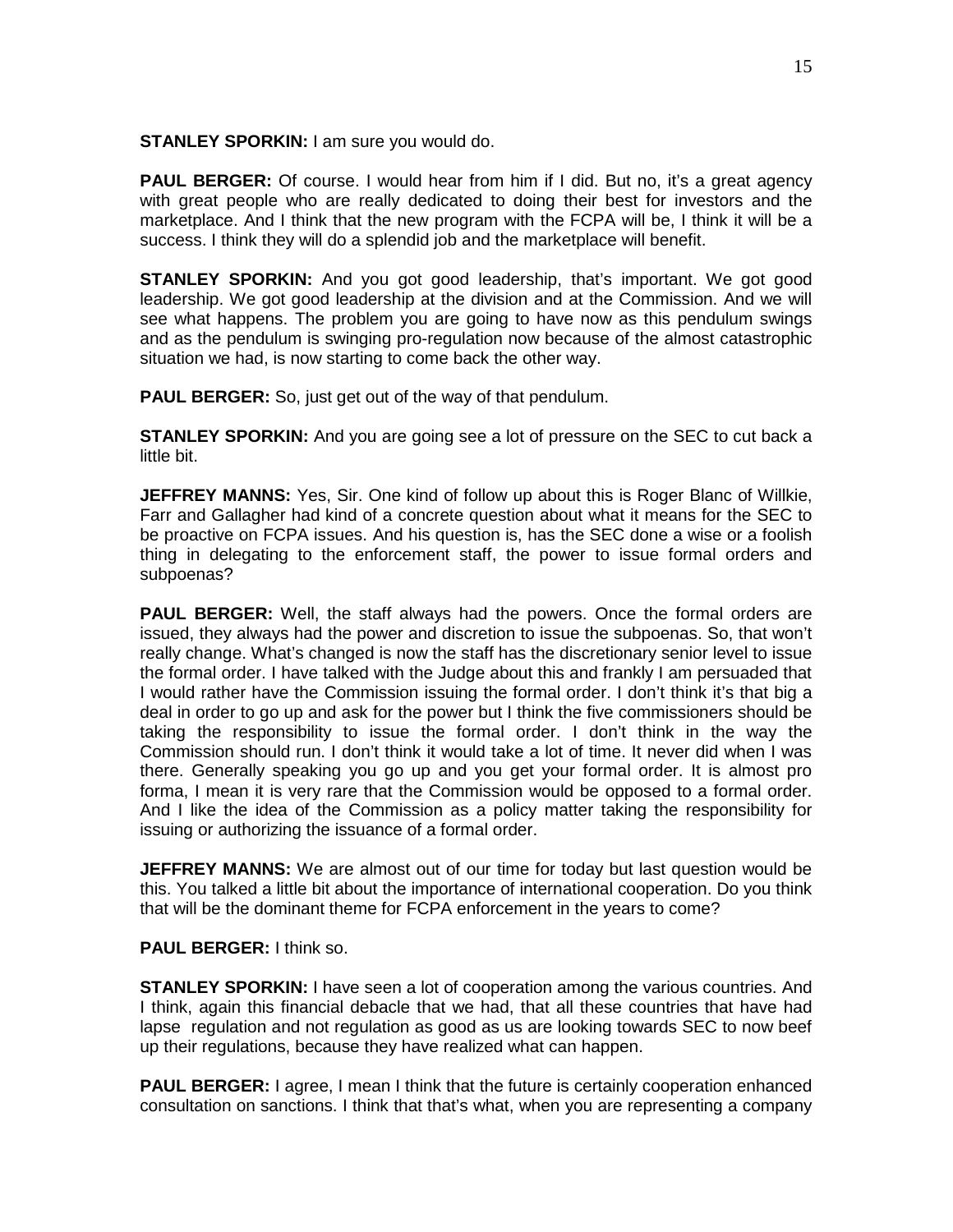**STANLEY SPORKIN:** I am sure you would do.

**PAUL BERGER:** Of course. I would hear from him if I did. But no, it's a great agency with great people who are really dedicated to doing their best for investors and the marketplace. And I think that the new program with the FCPA will be, I think it will be a success. I think they will do a splendid job and the marketplace will benefit.

**STANLEY SPORKIN:** And you got good leadership, that's important. We got good leadership. We got good leadership at the division and at the Commission. And we will see what happens. The problem you are going to have now as this pendulum swings and as the pendulum is swinging pro-regulation now because of the almost catastrophic situation we had, is now starting to come back the other way.

**PAUL BERGER:** So, just get out of the way of that pendulum.

**STANLEY SPORKIN:** And you are going see a lot of pressure on the SEC to cut back a little bit.

**JEFFREY MANNS:** Yes, Sir. One kind of follow up about this is Roger Blanc of Willkie, Farr and Gallagher had kind of a concrete question about what it means for the SEC to be proactive on FCPA issues. And his question is, has the SEC done a wise or a foolish thing in delegating to the enforcement staff, the power to issue formal orders and subpoenas?

**PAUL BERGER:** Well, the staff always had the powers. Once the formal orders are issued, they always had the power and discretion to issue the subpoenas. So, that won't really change. What's changed is now the staff has the discretionary senior level to issue the formal order. I have talked with the Judge about this and frankly I am persuaded that I would rather have the Commission issuing the formal order. I don't think it's that big a deal in order to go up and ask for the power but I think the five commissioners should be taking the responsibility to issue the formal order. I don't think in the way the Commission should run. I don't think it would take a lot of time. It never did when I was there. Generally speaking you go up and you get your formal order. It is almost pro forma, I mean it is very rare that the Commission would be opposed to a formal order. And I like the idea of the Commission as a policy matter taking the responsibility for issuing or authorizing the issuance of a formal order.

**JEFFREY MANNS:** We are almost out of our time for today but last question would be this. You talked a little bit about the importance of international cooperation. Do you think that will be the dominant theme for FCPA enforcement in the years to come?

**PAUL BERGER:** I think so.

**STANLEY SPORKIN:** I have seen a lot of cooperation among the various countries. And I think, again this financial debacle that we had, that all these countries that have had lapse regulation and not regulation as good as us are looking towards SEC to now beef up their regulations, because they have realized what can happen.

**PAUL BERGER:** I agree, I mean I think that the future is certainly cooperation enhanced consultation on sanctions. I think that that's what, when you are representing a company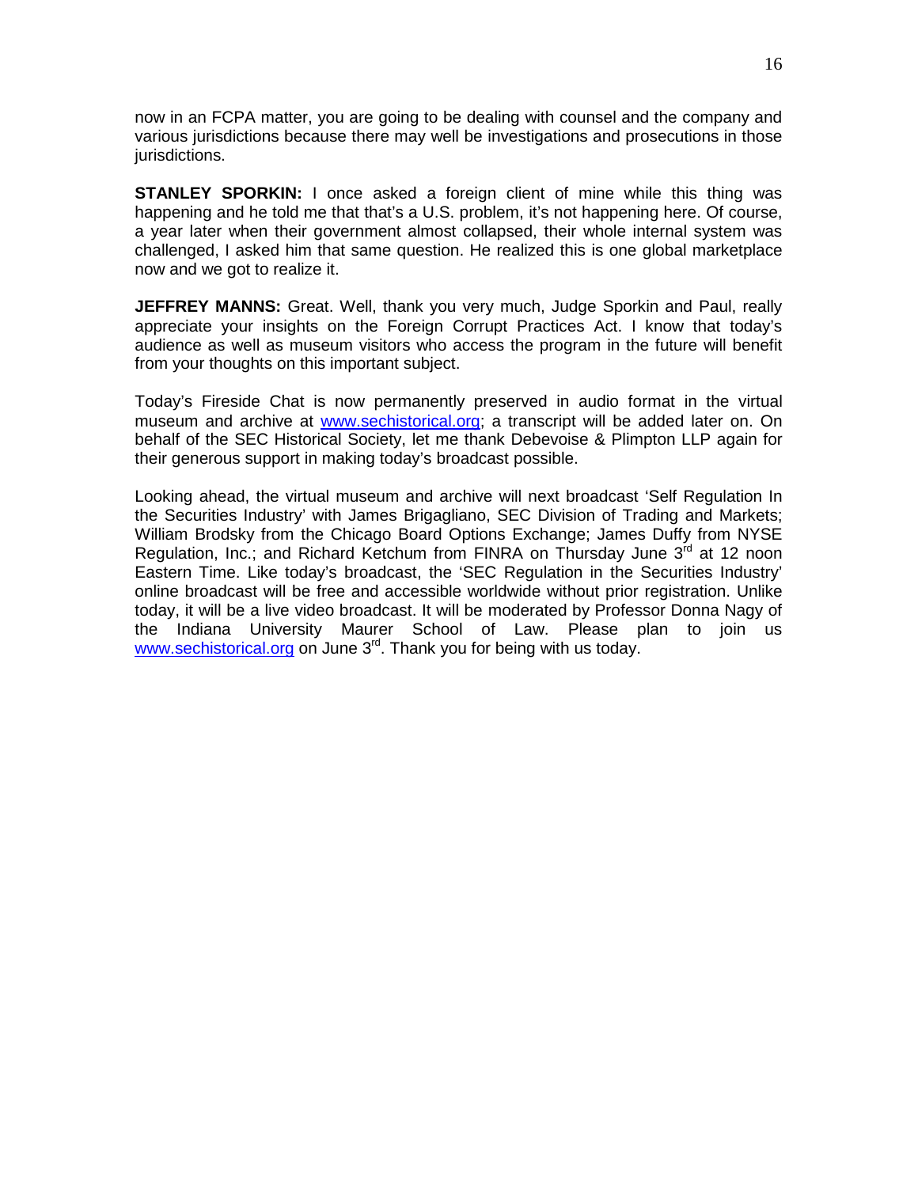now in an FCPA matter, you are going to be dealing with counsel and the company and various jurisdictions because there may well be investigations and prosecutions in those jurisdictions.

**STANLEY SPORKIN:** I once asked a foreign client of mine while this thing was happening and he told me that that's a U.S. problem, it's not happening here. Of course, a year later when their government almost collapsed, their whole internal system was challenged, I asked him that same question. He realized this is one global marketplace now and we got to realize it.

**JEFFREY MANNS:** Great. Well, thank you very much, Judge Sporkin and Paul, really appreciate your insights on the Foreign Corrupt Practices Act. I know that today's audience as well as museum visitors who access the program in the future will benefit from your thoughts on this important subject.

Today's Fireside Chat is now permanently preserved in audio format in the virtual museum and archive at www.sechistorical.org; a transcript will be added later on. On behalf of the SEC Historical Society, let me thank Debevoise & Plimpton LLP again for their generous support in making today's broadcast possible.

Looking ahead, the virtual museum and archive will next broadcast 'Self Regulation In the Securities Industry' with James Brigagliano, SEC Division of Trading and Markets; William Brodsky from the Chicago Board Options Exchange; James Duffy from NYSE Regulation, Inc.; and Richard Ketchum from FINRA on Thursday June 3rd at 12 noon Eastern Time. Like today's broadcast, the 'SEC Regulation in the Securities Industry' online broadcast will be free and accessible worldwide without prior registration. Unlike today, it will be a live video broadcast. It will be moderated by Professor Donna Nagy of the Indiana University Maurer School of Law. Please plan to join us www.sechistorical.org on June 3rd. Thank you for being with us today.